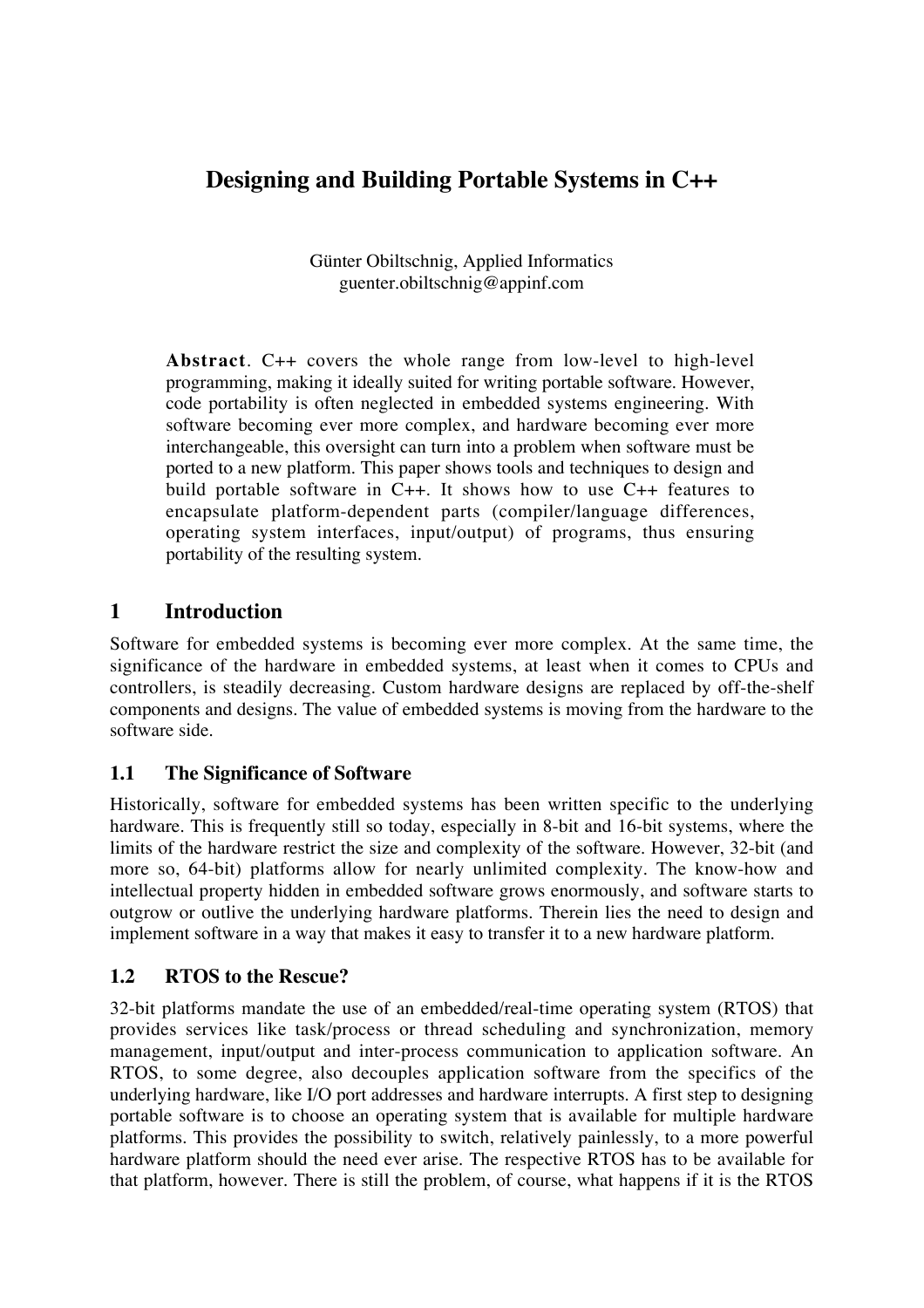# Designing and Building Portable Systems in C++

Günter Obiltschnig, Applied Informatics
guenter.obiltschnig@appinf.com

**Abstract**. C++ covers the whole range from low-level to high-level programming, making it ideally suited for writing portable software. However, code portability is often neglected in embedded systems engineering. With software becoming ever more complex, and hardware becoming ever more interchangeable, this oversight can turn into a problem when software must be ported to a new platform. This paper shows tools and techniques to design and build portable software in C++. It shows how to use C++ features to encapsulate platform-dependent parts (compiler/language differences, operating system interfaces, input/output) of programs, thus ensuring portability of the resulting system.

## 1 Introduction

Software for embedded systems is becoming ever more complex. At the same time, the significance of the hardware in embedded systems, at least when it comes to CPUs and controllers, is steadily decreasing. Custom hardware designs are replaced by off-the-shelf components and designs. The value of embedded systems is moving from the hardware to the software side.

### 1.1 The Significance of Software

Historically, software for embedded systems has been written specific to the underlying hardware. This is frequently still so today, especially in 8-bit and 16-bit systems, where the limits of the hardware restrict the size and complexity of the software. However, 32-bit (and more so, 64-bit) platforms allow for nearly unlimited complexity. The know-how and intellectual property hidden in embedded software grows enormously, and software starts to outgrow or outlive the underlying hardware platforms. Therein lies the need to design and implement software in a way that makes it easy to transfer it to a new hardware platform.

### 1.2 RTOS to the Rescue?

32-bit platforms mandate the use of an embedded/real-time operating system (RTOS) that provides services like task/process or thread scheduling and synchronization, memory management, input/output and inter-process communication to application software. An RTOS, to some degree, also decouples application software from the specifics of the underlying hardware, like I/O port addresses and hardware interrupts. A first step to designing portable software is to choose an operating system that is available for multiple hardware platforms. This provides the possibility to switch, relatively painlessly, to a more powerful hardware platform should the need ever arise. The respective RTOS has to be available for that platform, however. There is still the problem, of course, what happens if it is the RTOS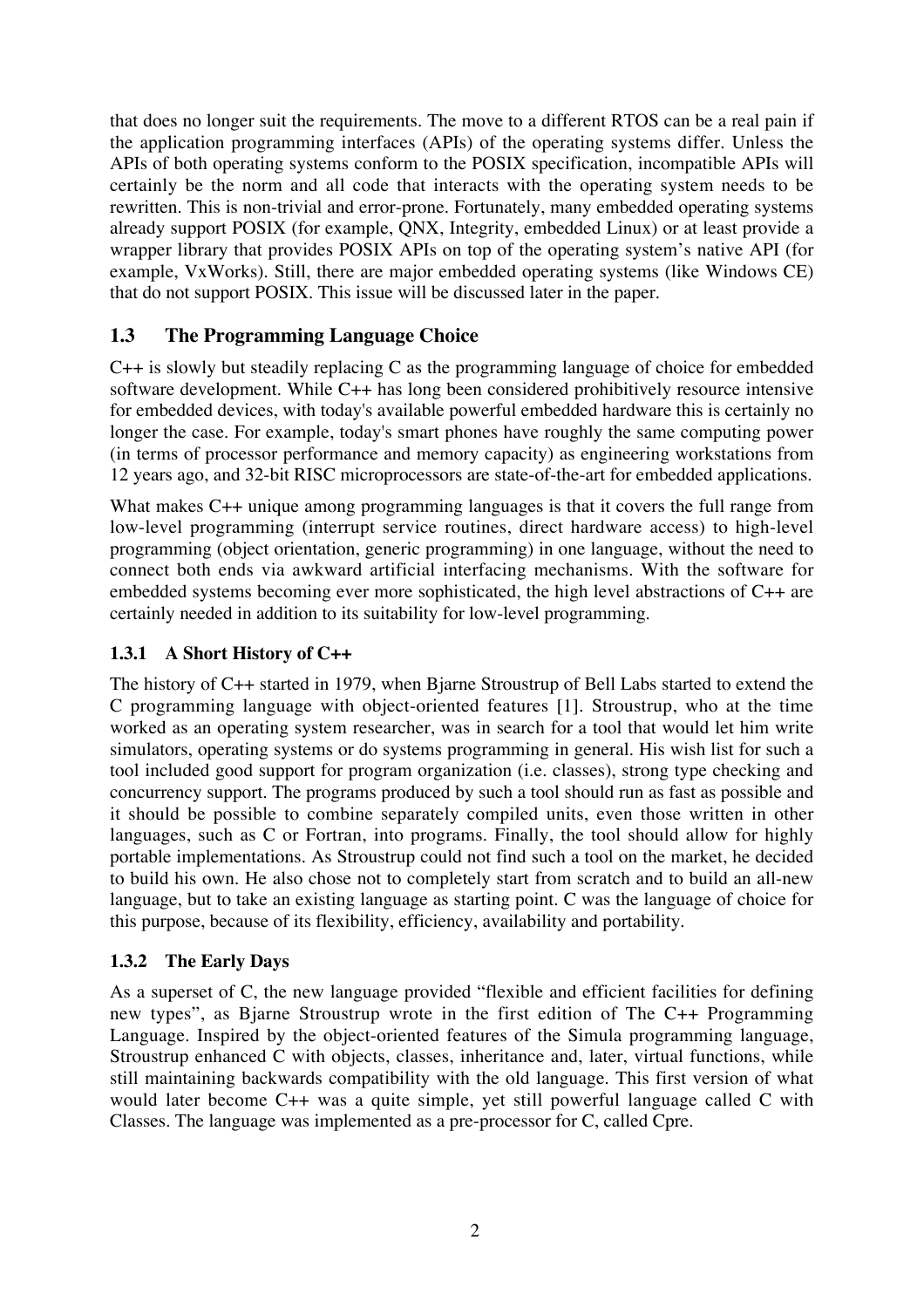that does no longer suit the requirements. The move to a different RTOS can be a real pain if the application programming interfaces (APIs) of the operating systems differ. Unless the APIs of both operating systems conform to the POSIX specification, incompatible APIs will certainly be the norm and all code that interacts with the operating system needs to be rewritten. This is non-trivial and error-prone. Fortunately, many embedded operating systems already support POSIX (for example, QNX, Integrity, embedded Linux) or at least provide a wrapper library that provides POSIX APIs on top of the operating system's native API (for example, VxWorks). Still, there are major embedded operating systems (like Windows CE) that do not support POSIX. This issue will be discussed later in the paper.

## 1.3 The Programming Language Choice

C++ is slowly but steadily replacing C as the programming language of choice for embedded software development. While C++ has long been considered prohibitively resource intensive for embedded devices, with today's available powerful embedded hardware this is certainly no longer the case. For example, today's smart phones have roughly the same computing power (in terms of processor performance and memory capacity) as engineering workstations from 12 years ago, and 32-bit RISC microprocessors are state-of-the-art for embedded applications.

What makes C++ unique among programming languages is that it covers the full range from low-level programming (interrupt service routines, direct hardware access) to high-level programming (object orientation, generic programming) in one language, without the need to connect both ends via awkward artificial interfacing mechanisms. With the software for embedded systems becoming ever more sophisticated, the high level abstractions of C++ are certainly needed in addition to its suitability for low-level programming.

### 1.3.1 A Short History of C++

The history of C++ started in 1979, when Bjarne Stroustrup of Bell Labs started to extend the C programming language with object-oriented features [1]. Stroustrup, who at the time worked as an operating system researcher, was in search for a tool that would let him write simulators, operating systems or do systems programming in general. His wish list for such a tool included good support for program organization (i.e. classes), strong type checking and concurrency support. The programs produced by such a tool should run as fast as possible and it should be possible to combine separately compiled units, even those written in other languages, such as C or Fortran, into programs. Finally, the tool should allow for highly portable implementations. As Stroustrup could not find such a tool on the market, he decided to build his own. He also chose not to completely start from scratch and to build an all-new language, but to take an existing language as starting point. C was the language of choice for this purpose, because of its flexibility, efficiency, availability and portability.

### 1.3.2 The Early Days

As a superset of C, the new language provided "flexible and efficient facilities for defining new types", as Bjarne Stroustrup wrote in the first edition of The C++ Programming Language. Inspired by the object-oriented features of the Simula programming language, Stroustrup enhanced C with objects, classes, inheritance and, later, virtual functions, while still maintaining backwards compatibility with the old language. This first version of what would later become C++ was a quite simple, yet still powerful language called C with Classes. The language was implemented as a pre-processor for C, called Cpre.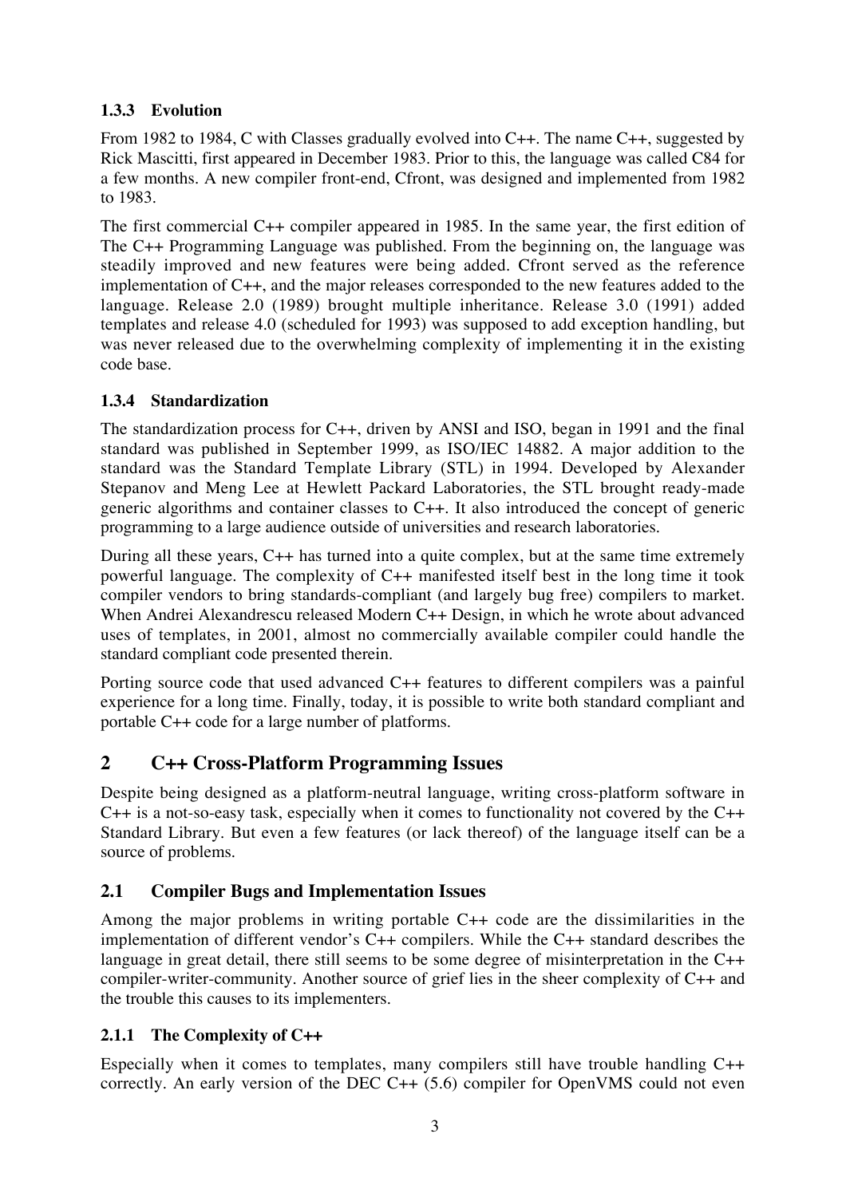### 1.3.3 Evolution

From 1982 to 1984, C with Classes gradually evolved into C++. The name C++, suggested by Rick Mascitti, first appeared in December 1983. Prior to this, the language was called C84 for a few months. A new compiler front-end, Cfront, was designed and implemented from 1982 to 1983.

The first commercial C++ compiler appeared in 1985. In the same year, the first edition of The C++ Programming Language was published. From the beginning on, the language was steadily improved and new features were being added. Cfront served as the reference implementation of C++, and the major releases corresponded to the new features added to the language. Release 2.0 (1989) brought multiple inheritance. Release 3.0 (1991) added templates and release 4.0 (scheduled for 1993) was supposed to add exception handling, but was never released due to the overwhelming complexity of implementing it in the existing code base.

### 1.3.4 Standardization

The standardization process for C++, driven by ANSI and ISO, began in 1991 and the final standard was published in September 1999, as ISO/IEC 14882. A major addition to the standard was the Standard Template Library (STL) in 1994. Developed by Alexander Stepanov and Meng Lee at Hewlett Packard Laboratories, the STL brought ready-made generic algorithms and container classes to C++. It also introduced the concept of generic programming to a large audience outside of universities and research laboratories.

During all these years, C++ has turned into a quite complex, but at the same time extremely powerful language. The complexity of C++ manifested itself best in the long time it took compiler vendors to bring standards-compliant (and largely bug free) compilers to market. When Andrei Alexandrescu released Modern C++ Design, in which he wrote about advanced uses of templates, in 2001, almost no commercially available compiler could handle the standard compliant code presented therein.

Porting source code that used advanced C++ features to different compilers was a painful experience for a long time. Finally, today, it is possible to write both standard compliant and portable C++ code for a large number of platforms.

# 2 C++ Cross-Platform Programming Issues

Despite being designed as a platform-neutral language, writing cross-platform software in C++ is a not-so-easy task, especially when it comes to functionality not covered by the C++ Standard Library. But even a few features (or lack thereof) of the language itself can be a source of problems.

## 2.1 Compiler Bugs and Implementation Issues

Among the major problems in writing portable C++ code are the dissimilarities in the implementation of different vendor's C++ compilers. While the C++ standard describes the language in great detail, there still seems to be some degree of misinterpretation in the C++ compiler-writer-community. Another source of grief lies in the sheer complexity of C++ and the trouble this causes to its implementers.

### 2.1.1 The Complexity of C++

Especially when it comes to templates, many compilers still have trouble handling C++ correctly. An early version of the DEC C++ (5.6) compiler for OpenVMS could not even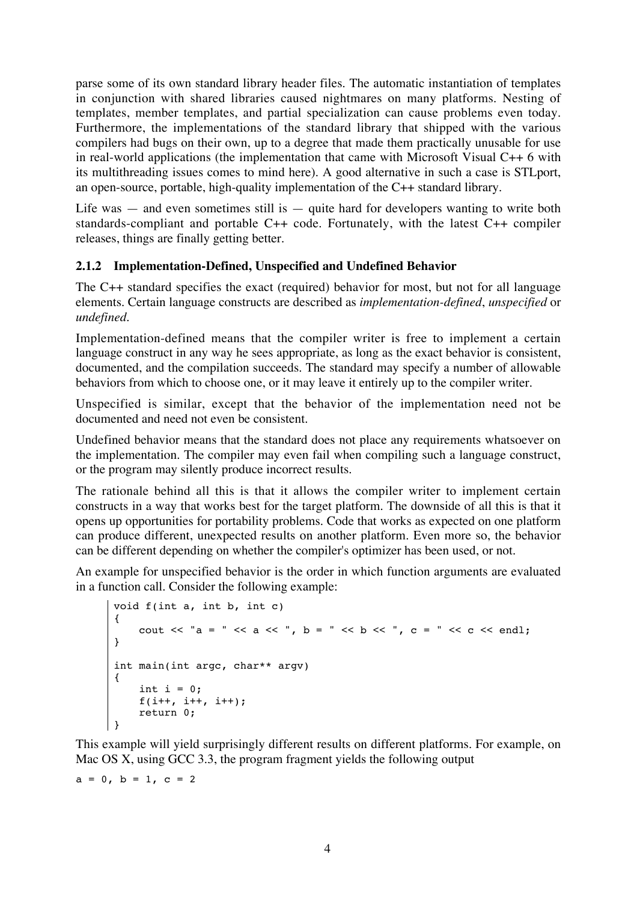parse some of its own standard library header files. The automatic instantiation of templates in conjunction with shared libraries caused nightmares on many platforms. Nesting of templates, member templates, and partial specialization can cause problems even today. Furthermore, the implementations of the standard library that shipped with the various compilers had bugs on their own, up to a degree that made them practically unusable for use in real-world applications (the implementation that came with Microsoft Visual C++ 6 with its multithreading issues comes to mind here). A good alternative in such a case is STLport, an open-source, portable, high-quality implementation of the C++ standard library.

Life was — and even sometimes still is — quite hard for developers wanting to write both standards-compliant and portable C++ code. Fortunately, with the latest C++ compiler releases, things are finally getting better.

### 2.1.2 Implementation-Defined, Unspecified and Undefined Behavior

The C++ standard specifies the exact (required) behavior for most, but not for all language elements. Certain language constructs are described as *implementation-defined*, *unspecified* or *undefined*.

Implementation-defined means that the compiler writer is free to implement a certain language construct in any way he sees appropriate, as long as the exact behavior is consistent, documented, and the compilation succeeds. The standard may specify a number of allowable behaviors from which to choose one, or it may leave it entirely up to the compiler writer.

Unspecified is similar, except that the behavior of the implementation need not be documented and need not even be consistent.

Undefined behavior means that the standard does not place any requirements whatsoever on the implementation. The compiler may even fail when compiling such a language construct, or the program may silently produce incorrect results.

The rationale behind all this is that it allows the compiler writer to implement certain constructs in a way that works best for the target platform. The downside of all this is that it opens up opportunities for portability problems. Code that works as expected on one platform can produce different, unexpected results on another platform. Even more so, the behavior can be different depending on whether the compiler's optimizer has been used, or not.

An example for unspecified behavior is the order in which function arguments are evaluated in a function call. Consider the following example:

```
void f(int a, int b, int c)
{
    cout << "a = " << a << ", b = " << b << ", c = " << c << endl;
}

int main(int argc, char** argv)
{
    int i = 0;
    f(i++, i++, i++);
    return 0;
}
```

This example will yield surprisingly different results on different platforms. For example, on Mac OS X, using GCC 3.3, the program fragment yields the following output

```
a = 0, b = 1, c = 2
```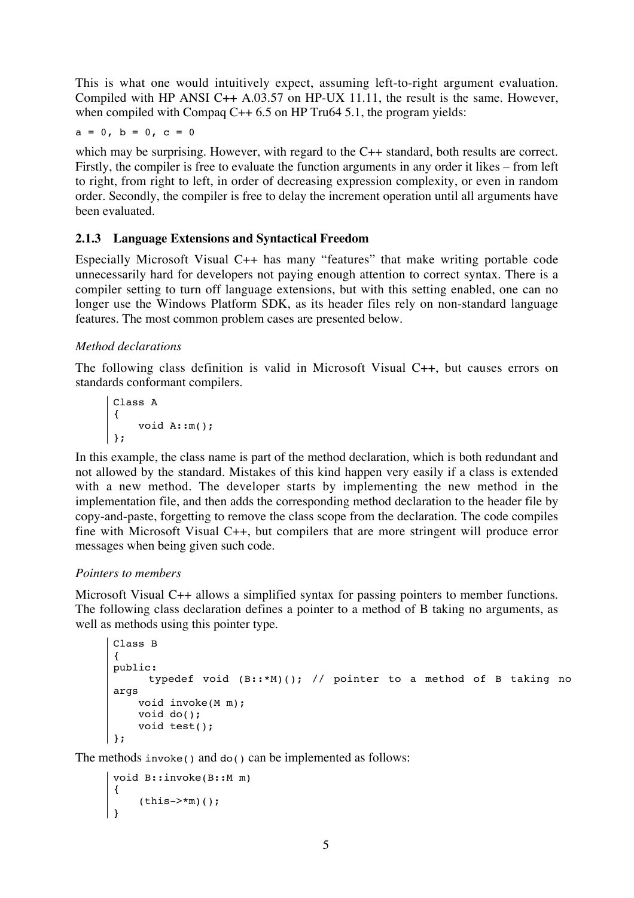This is what one would intuitively expect, assuming left-to-right argument evaluation. Compiled with HP ANSI C++ A.03.57 on HP-UX 11.11, the result is the same. However, when compiled with Compaq C++ 6.5 on HP Tru64 5.1, the program yields:

```
a = 0, b = 0, c = 0
```

which may be surprising. However, with regard to the C++ standard, both results are correct. Firstly, the compiler is free to evaluate the function arguments in any order it likes – from left to right, from right to left, in order of decreasing expression complexity, or even in random order. Secondly, the compiler is free to delay the increment operation until all arguments have been evaluated.

### 2.1.3 Language Extensions and Syntactical Freedom

Especially Microsoft Visual C++ has many "features" that make writing portable code unnecessarily hard for developers not paying enough attention to correct syntax. There is a compiler setting to turn off language extensions, but with this setting enabled, one can no longer use the Windows Platform SDK, as its header files rely on non-standard language features. The most common problem cases are presented below.

*Method declarations*

The following class definition is valid in Microsoft Visual C++, but causes errors on standards conformant compilers.

```
Class A
{
    void A::m();
};
```

In this example, the class name is part of the method declaration, which is both redundant and not allowed by the standard. Mistakes of this kind happen very easily if a class is extended with a new method. The developer starts by implementing the new method in the implementation file, and then adds the corresponding method declaration to the header file by copy-and-paste, forgetting to remove the class scope from the declaration. The code compiles fine with Microsoft Visual C++, but compilers that are more stringent will produce error messages when being given such code.

*Pointers to members*

Microsoft Visual C++ allows a simplified syntax for passing pointers to member functions. The following class declaration defines a pointer to a method of B taking no arguments, as well as methods using this pointer type.

```
Class B
{
public:
      typedef void (B::*M)(); // pointer to a method of B taking no
args
    void invoke(M m);
    void do();
    void test();
};
```

The methods `invoke()` and `do()` can be implemented as follows:

```
void B::invoke(B::M m)
{
    (this->*m)();
}
```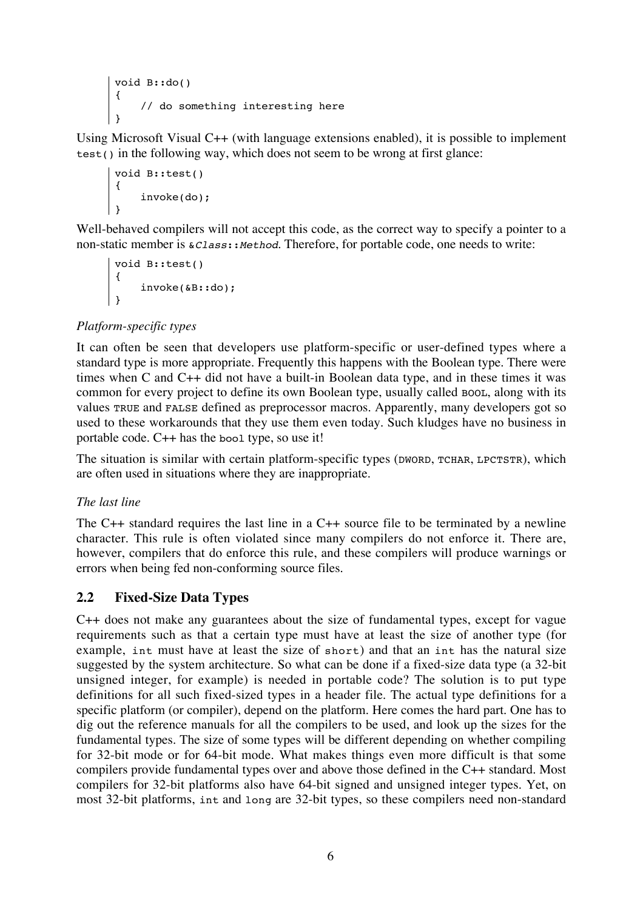```
void B::do()
{
    // do something interesting here
}
```

Using Microsoft Visual C++ (with language extensions enabled), it is possible to implement `test()` in the following way, which does not seem to be wrong at first glance:

```
void B::test()
{
    invoke(do);
}
```

Well-behaved compilers will not accept this code, as the correct way to specify a pointer to a non-static member is `&Class::Method`. Therefore, for portable code, one needs to write:

```
void B::test()
{
    invoke(&B::do);
}
```

*Platform-specific types*

It can often be seen that developers use platform-specific or user-defined types where a standard type is more appropriate. Frequently this happens with the Boolean type. There were times when C and C++ did not have a built-in Boolean data type, and in these times it was common for every project to define its own Boolean type, usually called `BOOL`, along with its values `TRUE` and `FALSE` defined as preprocessor macros. Apparently, many developers got so used to these workarounds that they use them even today. Such kludges have no business in portable code. C++ has the `bool` type, so use it!

The situation is similar with certain platform-specific types (`DWORD`, `TCHAR`, `LPCTSTR`), which are often used in situations where they are inappropriate.

*The last line*

The C++ standard requires the last line in a C++ source file to be terminated by a newline character. This rule is often violated since many compilers do not enforce it. There are, however, compilers that do enforce this rule, and these compilers will produce warnings or errors when being fed non-conforming source files.

## 2.2 Fixed-Size Data Types

C++ does not make any guarantees about the size of fundamental types, except for vague requirements such as that a certain type must have at least the size of another type (for example, `int` must have at least the size of `short`) and that an `int` has the natural size suggested by the system architecture. So what can be done if a fixed-size data type (a 32-bit unsigned integer, for example) is needed in portable code? The solution is to put type definitions for all such fixed-sized types in a header file. The actual type definitions for a specific platform (or compiler), depend on the platform. Here comes the hard part. One has to dig out the reference manuals for all the compilers to be used, and look up the sizes for the fundamental types. The size of some types will be different depending on whether compiling for 32-bit mode or for 64-bit mode. What makes things even more difficult is that some compilers provide fundamental types over and above those defined in the C++ standard. Most compilers for 32-bit platforms also have 64-bit signed and unsigned integer types. Yet, on most 32-bit platforms, `int` and `long` are 32-bit types, so these compilers need non-standard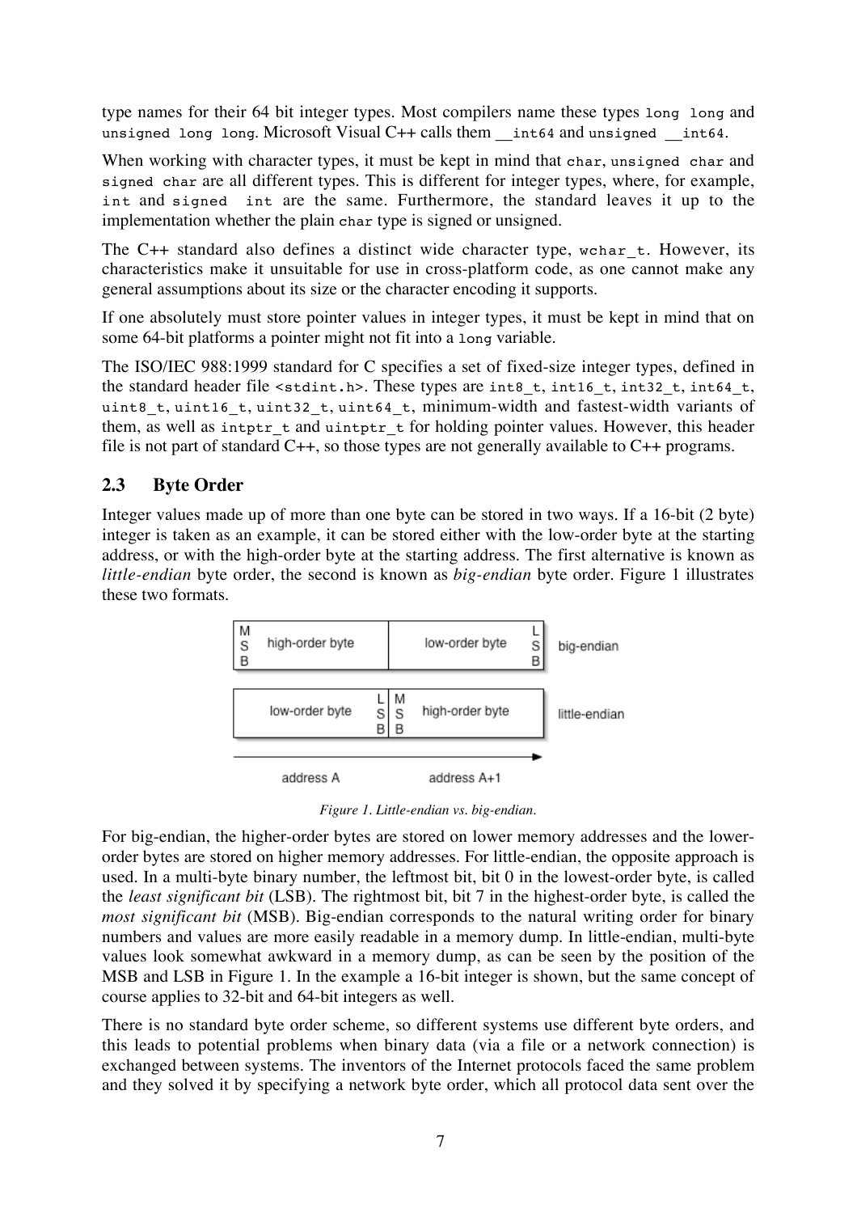type names for their 64 bit integer types. Most compilers name these types `long long` and `unsigned long long`. Microsoft Visual C++ calls them `__int64` and `unsigned __int64`.

When working with character types, it must be kept in mind that `char`, `unsigned char` and `signed char` are all different types. This is different for integer types, where, for example, `int` and `signed int` are the same. Furthermore, the standard leaves it up to the implementation whether the plain `char` type is signed or unsigned.

The C++ standard also defines a distinct wide character type, `wchar_t`. However, its characteristics make it unsuitable for use in cross-platform code, as one cannot make any general assumptions about its size or the character encoding it supports.

If one absolutely must store pointer values in integer types, it must be kept in mind that on some 64-bit platforms a pointer might not fit into a `long` variable.

The ISO/IEC 988:1999 standard for C specifies a set of fixed-size integer types, defined in the standard header file `<stdint.h>`. These types are `int8_t`, `int16_t`, `int32_t`, `int64_t`, `uint8_t`, `uint16_t`, `uint32_t`, `uint64_t`, minimum-width and fastest-width variants of them, as well as `intptr_t` and `uintptr_t` for holding pointer values. However, this header file is not part of standard C++, so those types are not generally available to C++ programs.

## 2.3 Byte Order

Integer values made up of more than one byte can be stored in two ways. If a 16-bit (2 byte) integer is taken as an example, it can be stored either with the low-order byte at the starting address, or with the high-order byte at the starting address. The first alternative is known as *little-endian* byte order, the second is known as *big-endian* byte order. Figure 1 illustrates these two formats.

| MSB high-order byte | low-order byte LSB | big-endian |
|---|---|---|
| low-order byte LSB | MSB high-order byte | little-endian |
| address A | address A+1 | |

*Figure 1. Little-endian vs. big-endian.*

For big-endian, the higher-order bytes are stored on lower memory addresses and the lower-order bytes are stored on higher memory addresses. For little-endian, the opposite approach is used. In a multi-byte binary number, the leftmost bit, bit 0 in the lowest-order byte, is called the *least significant bit* (LSB). The rightmost bit, bit 7 in the highest-order byte, is called the *most significant bit* (MSB). Big-endian corresponds to the natural writing order for binary numbers and values are more easily readable in a memory dump. In little-endian, multi-byte values look somewhat awkward in a memory dump, as can be seen by the position of the MSB and LSB in Figure 1. In the example a 16-bit integer is shown, but the same concept of course applies to 32-bit and 64-bit integers as well.

There is no standard byte order scheme, so different systems use different byte orders, and this leads to potential problems when binary data (via a file or a network connection) is exchanged between systems. The inventors of the Internet protocols faced the same problem and they solved it by specifying a network byte order, which all protocol data sent over the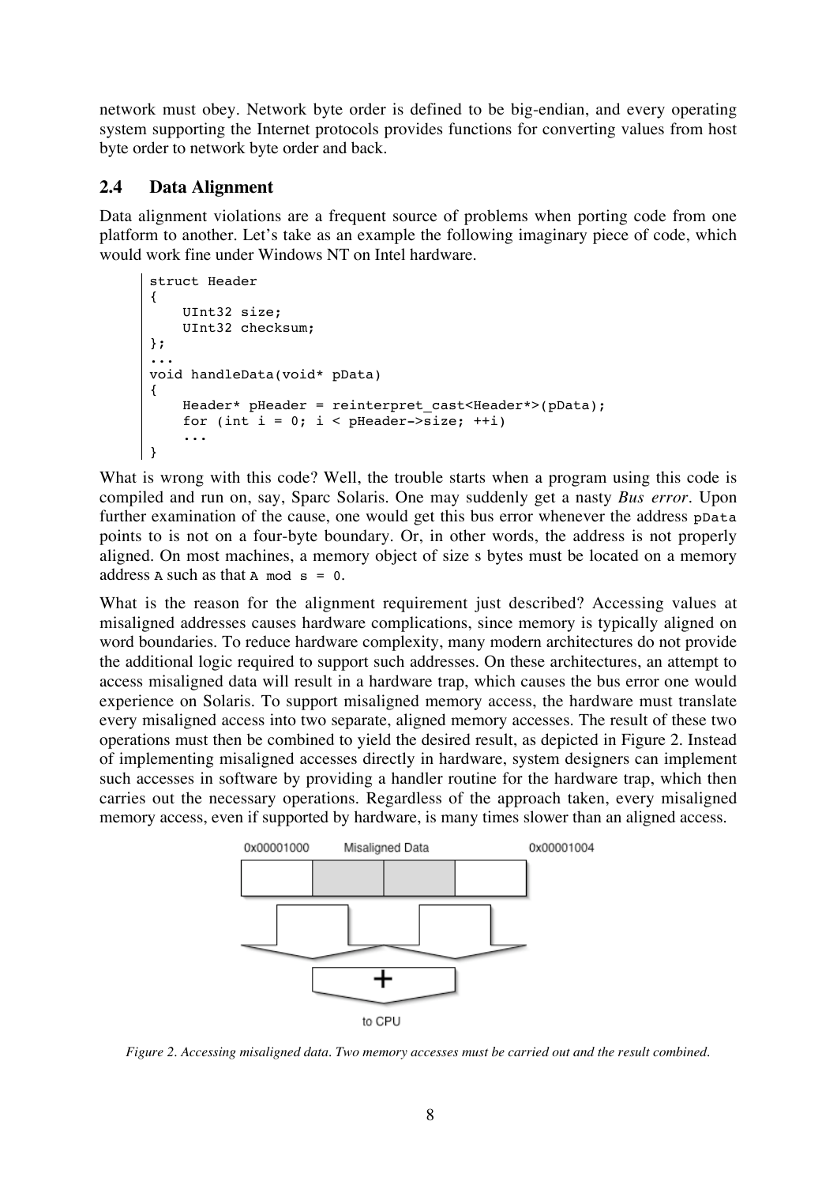network must obey. Network byte order is defined to be big-endian, and every operating system supporting the Internet protocols provides functions for converting values from host byte order to network byte order and back.

## 2.4 Data Alignment

Data alignment violations are a frequent source of problems when porting code from one platform to another. Let's take as an example the following imaginary piece of code, which would work fine under Windows NT on Intel hardware.

```
struct Header
{
    UInt32 size;
    UInt32 checksum;
};
...
void handleData(void* pData)
{
    Header* pHeader = reinterpret_cast<Header*>(pData);
    for (int i = 0; i < pHeader->size; ++i)
    ...
}
```

What is wrong with this code? Well, the trouble starts when a program using this code is compiled and run on, say, Sparc Solaris. One may suddenly get a nasty *Bus error*. Upon further examination of the cause, one would get this bus error whenever the address `pData` points to is not on a four-byte boundary. Or, in other words, the address is not properly aligned. On most machines, a memory object of size s bytes must be located on a memory address `A` such as that `A mod s = 0`.

What is the reason for the alignment requirement just described? Accessing values at misaligned addresses causes hardware complications, since memory is typically aligned on word boundaries. To reduce hardware complexity, many modern architectures do not provide the additional logic required to support such addresses. On these architectures, an attempt to access misaligned data will result in a hardware trap, which causes the bus error one would experience on Solaris. To support misaligned memory access, the hardware must translate every misaligned access into two separate, aligned memory accesses. The result of these two operations must then be combined to yield the desired result, as depicted in Figure 2. Instead of implementing misaligned accesses directly in hardware, system designers can implement such accesses in software by providing a handler routine for the hardware trap, which then carries out the necessary operations. Regardless of the approach taken, every misaligned memory access, even if supported by hardware, is many times slower than an aligned access.

0x00001000 Misaligned Data 0x00001004

to CPU

*Figure 2. Accessing misaligned data. Two memory accesses must be carried out and the result combined.*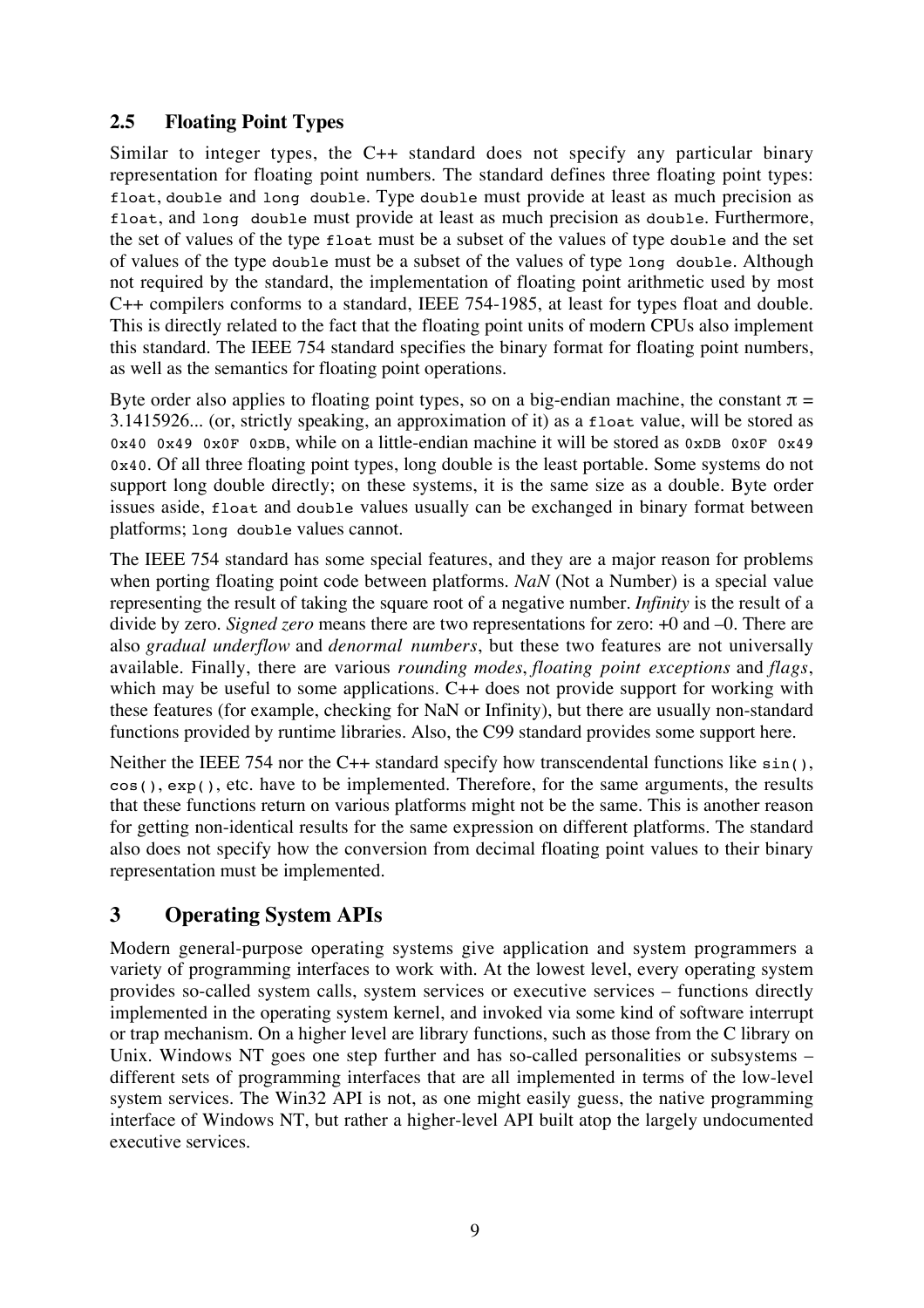## 2.5 Floating Point Types

Similar to integer types, the C++ standard does not specify any particular binary representation for floating point numbers. The standard defines three floating point types: `float`, `double` and `long double`. Type `double` must provide at least as much precision as `float`, and `long double` must provide at least as much precision as `double`. Furthermore, the set of values of the type `float` must be a subset of the values of type `double` and the set of values of the type `double` must be a subset of the values of type `long double`. Although not required by the standard, the implementation of floating point arithmetic used by most C++ compilers conforms to a standard, IEEE 754-1985, at least for types float and double. This is directly related to the fact that the floating point units of modern CPUs also implement this standard. The IEEE 754 standard specifies the binary format for floating point numbers, as well as the semantics for floating point operations.

Byte order also applies to floating point types, so on a big-endian machine, the constant $\pi$ = 3.1415926... (or, strictly speaking, an approximation of it) as a `float` value, will be stored as `0x40 0x49 0x0F 0xDB`, while on a little-endian machine it will be stored as `0xDB 0x0F 0x49 0x40`. Of all three floating point types, long double is the least portable. Some systems do not support long double directly; on these systems, it is the same size as a double. Byte order issues aside, `float` and `double` values usually can be exchanged in binary format between platforms; `long double` values cannot.

The IEEE 754 standard has some special features, and they are a major reason for problems when porting floating point code between platforms. *NaN* (Not a Number) is a special value representing the result of taking the square root of a negative number. *Infinity* is the result of a divide by zero. *Signed zero* means there are two representations for zero: +0 and –0. There are also *gradual underflow* and *denormal numbers*, but these two features are not universally available. Finally, there are various *rounding modes*, *floating point exceptions* and *flags*, which may be useful to some applications. C++ does not provide support for working with these features (for example, checking for NaN or Infinity), but there are usually non-standard functions provided by runtime libraries. Also, the C99 standard provides some support here.

Neither the IEEE 754 nor the C++ standard specify how transcendental functions like `sin()`, `cos()`, `exp()`, etc. have to be implemented. Therefore, for the same arguments, the results that these functions return on various platforms might not be the same. This is another reason for getting non-identical results for the same expression on different platforms. The standard also does not specify how the conversion from decimal floating point values to their binary representation must be implemented.

# 3 Operating System APIs

Modern general-purpose operating systems give application and system programmers a variety of programming interfaces to work with. At the lowest level, every operating system provides so-called system calls, system services or executive services – functions directly implemented in the operating system kernel, and invoked via some kind of software interrupt or trap mechanism. On a higher level are library functions, such as those from the C library on Unix. Windows NT goes one step further and has so-called personalities or subsystems – different sets of programming interfaces that are all implemented in terms of the low-level system services. The Win32 API is not, as one might easily guess, the native programming interface of Windows NT, but rather a higher-level API built atop the largely undocumented executive services.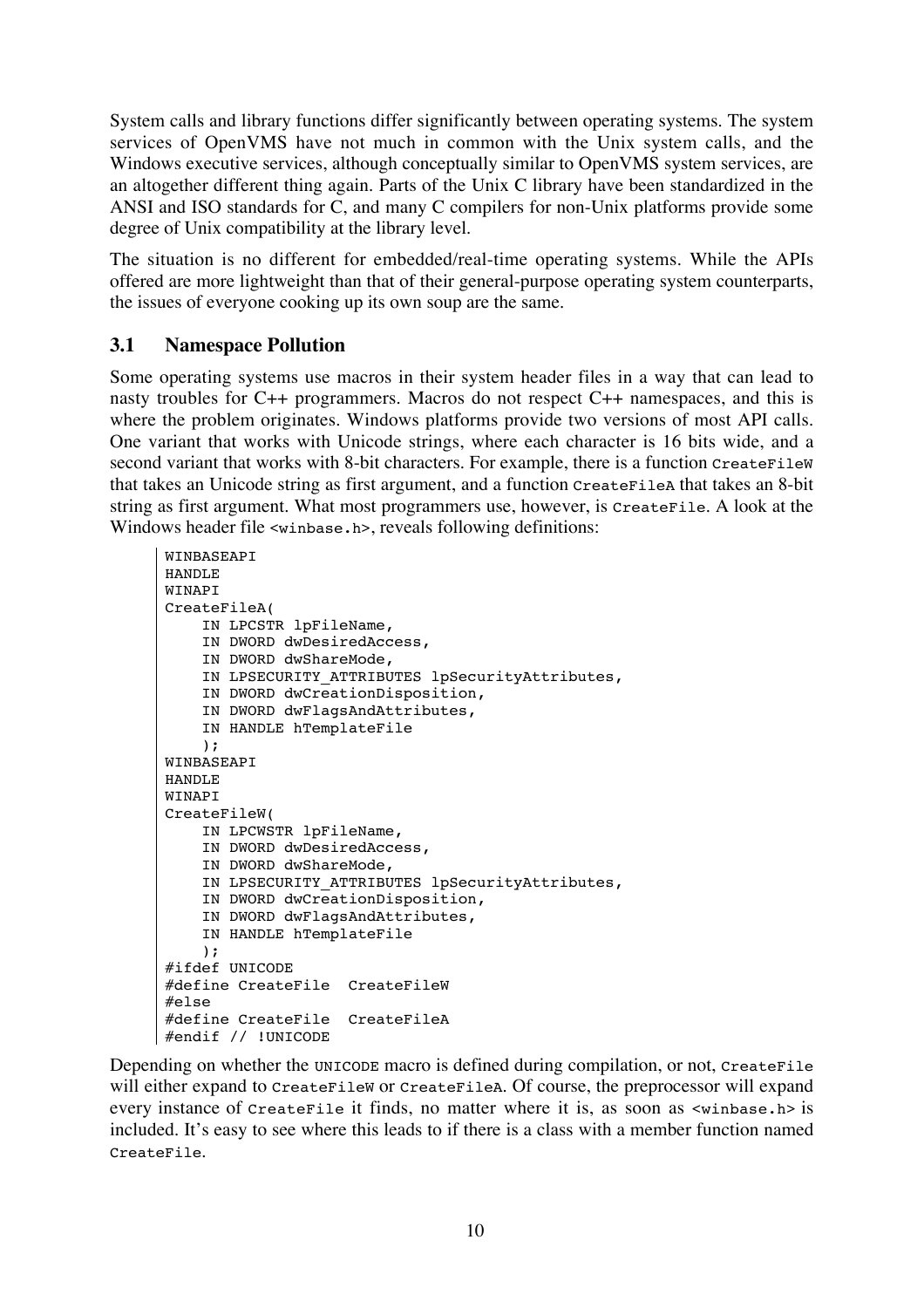System calls and library functions differ significantly between operating systems. The system services of OpenVMS have not much in common with the Unix system calls, and the Windows executive services, although conceptually similar to OpenVMS system services, are an altogether different thing again. Parts of the Unix C library have been standardized in the ANSI and ISO standards for C, and many C compilers for non-Unix platforms provide some degree of Unix compatibility at the library level.

The situation is no different for embedded/real-time operating systems. While the APIs offered are more lightweight than that of their general-purpose operating system counterparts, the issues of everyone cooking up its own soup are the same.

### 3.1 Namespace Pollution

Some operating systems use macros in their system header files in a way that can lead to nasty troubles for C++ programmers. Macros do not respect C++ namespaces, and this is where the problem originates. Windows platforms provide two versions of most API calls. One variant that works with Unicode strings, where each character is 16 bits wide, and a second variant that works with 8-bit characters. For example, there is a function `CreateFileW` that takes an Unicode string as first argument, and a function `CreateFileA` that takes an 8-bit string as first argument. What most programmers use, however, is `CreateFile`. A look at the Windows header file `<winbase.h>`, reveals following definitions:

```
WINBASEAPI
HANDLE
WINAPI
CreateFileA(
    IN LPCSTR lpFileName,
    IN DWORD dwDesiredAccess,
    IN DWORD dwShareMode,
    IN LPSECURITY_ATTRIBUTES lpSecurityAttributes,
    IN DWORD dwCreationDisposition,
    IN DWORD dwFlagsAndAttributes,
    IN HANDLE hTemplateFile
    );
WINBASEAPI
HANDLE
WINAPI
CreateFileW(
    IN LPCWSTR lpFileName,
    IN DWORD dwDesiredAccess,
    IN DWORD dwShareMode,
    IN LPSECURITY_ATTRIBUTES lpSecurityAttributes,
    IN DWORD dwCreationDisposition,
    IN DWORD dwFlagsAndAttributes,
    IN HANDLE hTemplateFile
    );
#ifdef UNICODE
#define CreateFile  CreateFileW
#else
#define CreateFile  CreateFileA
#endif // !UNICODE
```

Depending on whether the `UNICODE` macro is defined during compilation, or not, `CreateFile` will either expand to `CreateFileW` or `CreateFileA`. Of course, the preprocessor will expand every instance of `CreateFile` it finds, no matter where it is, as soon as `<winbase.h>` is included. It's easy to see where this leads to if there is a class with a member function named `CreateFile`.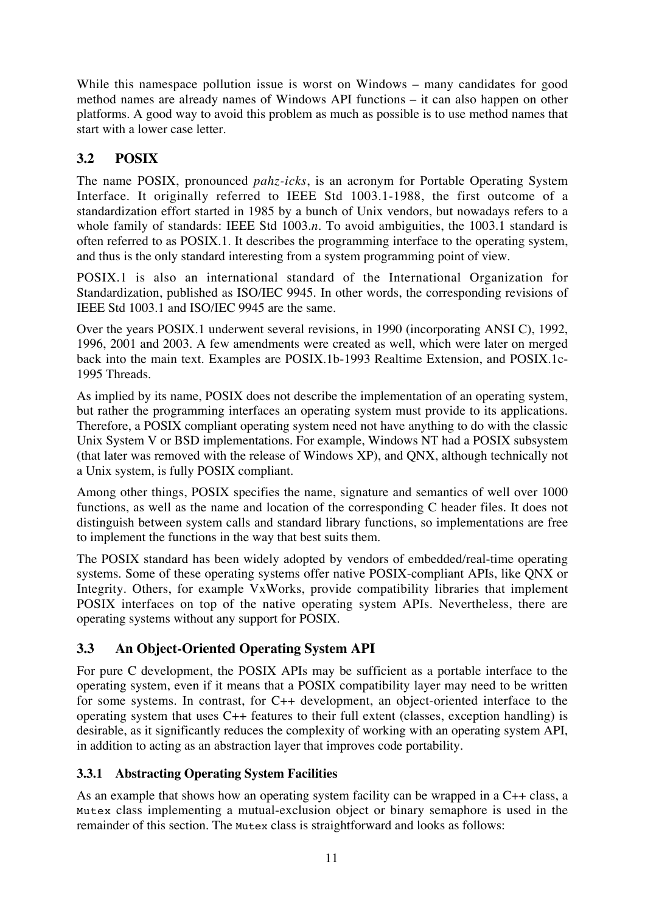While this namespace pollution issue is worst on Windows – many candidates for good method names are already names of Windows API functions – it can also happen on other platforms. A good way to avoid this problem as much as possible is to use method names that start with a lower case letter.

## 3.2 POSIX

The name POSIX, pronounced *pahz-icks*, is an acronym for Portable Operating System Interface. It originally referred to IEEE Std 1003.1-1988, the first outcome of a standardization effort started in 1985 by a bunch of Unix vendors, but nowadays refers to a whole family of standards: IEEE Std 1003.*n*. To avoid ambiguities, the 1003.1 standard is often referred to as POSIX.1. It describes the programming interface to the operating system, and thus is the only standard interesting from a system programming point of view.

POSIX.1 is also an international standard of the International Organization for Standardization, published as ISO/IEC 9945. In other words, the corresponding revisions of IEEE Std 1003.1 and ISO/IEC 9945 are the same.

Over the years POSIX.1 underwent several revisions, in 1990 (incorporating ANSI C), 1992, 1996, 2001 and 2003. A few amendments were created as well, which were later on merged back into the main text. Examples are POSIX.1b-1993 Realtime Extension, and POSIX.1c-1995 Threads.

As implied by its name, POSIX does not describe the implementation of an operating system, but rather the programming interfaces an operating system must provide to its applications. Therefore, a POSIX compliant operating system need not have anything to do with the classic Unix System V or BSD implementations. For example, Windows NT had a POSIX subsystem (that later was removed with the release of Windows XP), and QNX, although technically not a Unix system, is fully POSIX compliant.

Among other things, POSIX specifies the name, signature and semantics of well over 1000 functions, as well as the name and location of the corresponding C header files. It does not distinguish between system calls and standard library functions, so implementations are free to implement the functions in the way that best suits them.

The POSIX standard has been widely adopted by vendors of embedded/real-time operating systems. Some of these operating systems offer native POSIX-compliant APIs, like QNX or Integrity. Others, for example VxWorks, provide compatibility libraries that implement POSIX interfaces on top of the native operating system APIs. Nevertheless, there are operating systems without any support for POSIX.

## 3.3 An Object-Oriented Operating System API

For pure C development, the POSIX APIs may be sufficient as a portable interface to the operating system, even if it means that a POSIX compatibility layer may need to be written for some systems. In contrast, for C++ development, an object-oriented interface to the operating system that uses C++ features to their full extent (classes, exception handling) is desirable, as it significantly reduces the complexity of working with an operating system API, in addition to acting as an abstraction layer that improves code portability.

### 3.3.1 Abstracting Operating System Facilities

As an example that shows how an operating system facility can be wrapped in a C++ class, a `Mutex` class implementing a mutual-exclusion object or binary semaphore is used in the remainder of this section. The `Mutex` class is straightforward and looks as follows: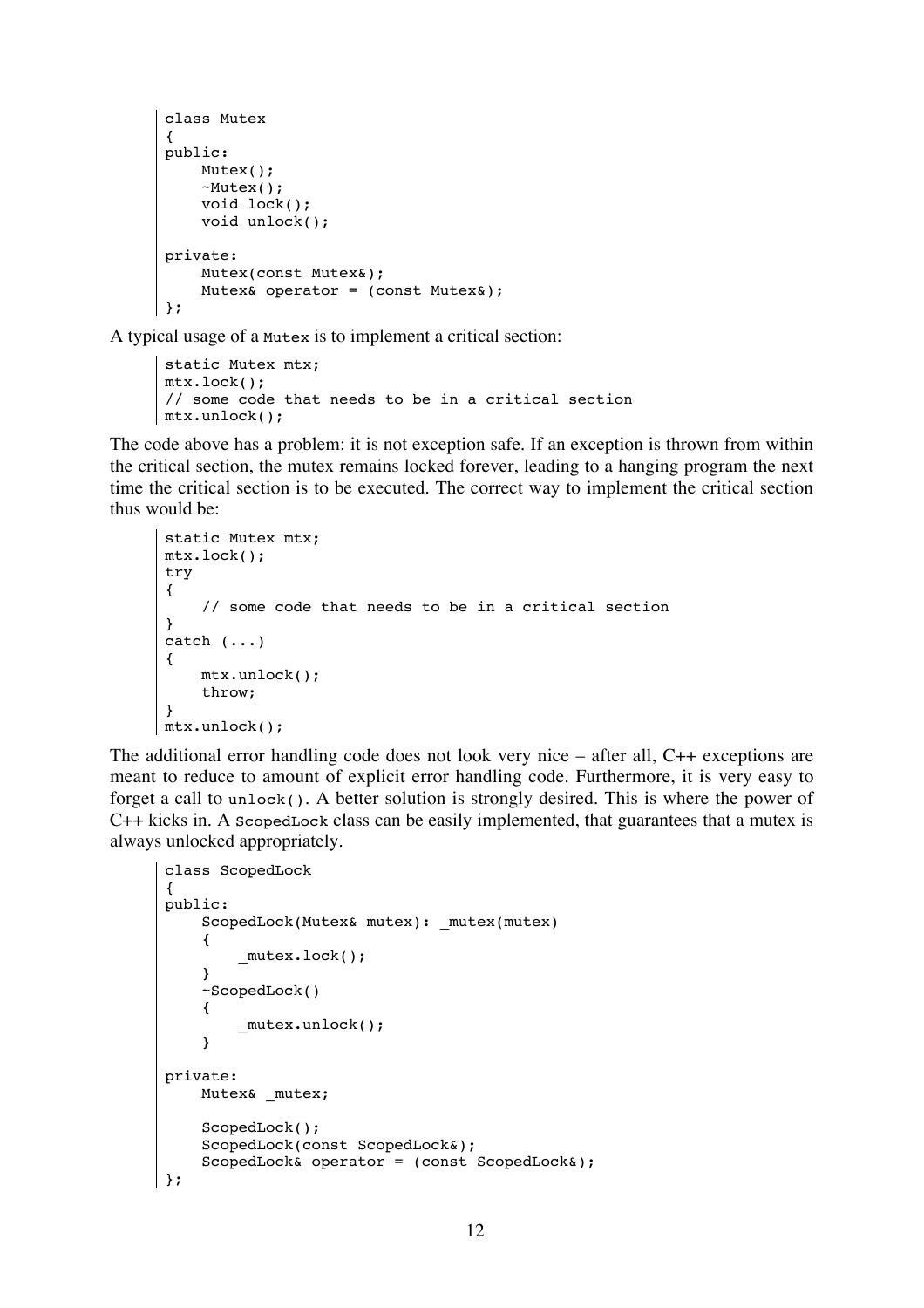```
class Mutex
{
public:
    Mutex();
    ~Mutex();
    void lock();
    void unlock();

private:
    Mutex(const Mutex&);
    Mutex& operator = (const Mutex&);
};
```

A typical usage of a `Mutex` is to implement a critical section:

```
static Mutex mtx;
mtx.lock();
// some code that needs to be in a critical section
mtx.unlock();
```

The code above has a problem: it is not exception safe. If an exception is thrown from within the critical section, the mutex remains locked forever, leading to a hanging program the next time the critical section is to be executed. The correct way to implement the critical section thus would be:

```
static Mutex mtx;
mtx.lock();
try
{
    // some code that needs to be in a critical section
}
catch (...)
{
    mtx.unlock();
    throw;
}
mtx.unlock();
```

The additional error handling code does not look very nice – after all, C++ exceptions are meant to reduce to amount of explicit error handling code. Furthermore, it is very easy to forget a call to `unlock()`. A better solution is strongly desired. This is where the power of C++ kicks in. A `ScopedLock` class can be easily implemented, that guarantees that a mutex is always unlocked appropriately.

```
class ScopedLock
{
public:
    ScopedLock(Mutex& mutex): _mutex(mutex)
    {
        _mutex.lock();
    }
    ~ScopedLock()
    {
        _mutex.unlock();
    }

private:
    Mutex& _mutex;

    ScopedLock();
    ScopedLock(const ScopedLock&);
    ScopedLock& operator = (const ScopedLock&);
};
```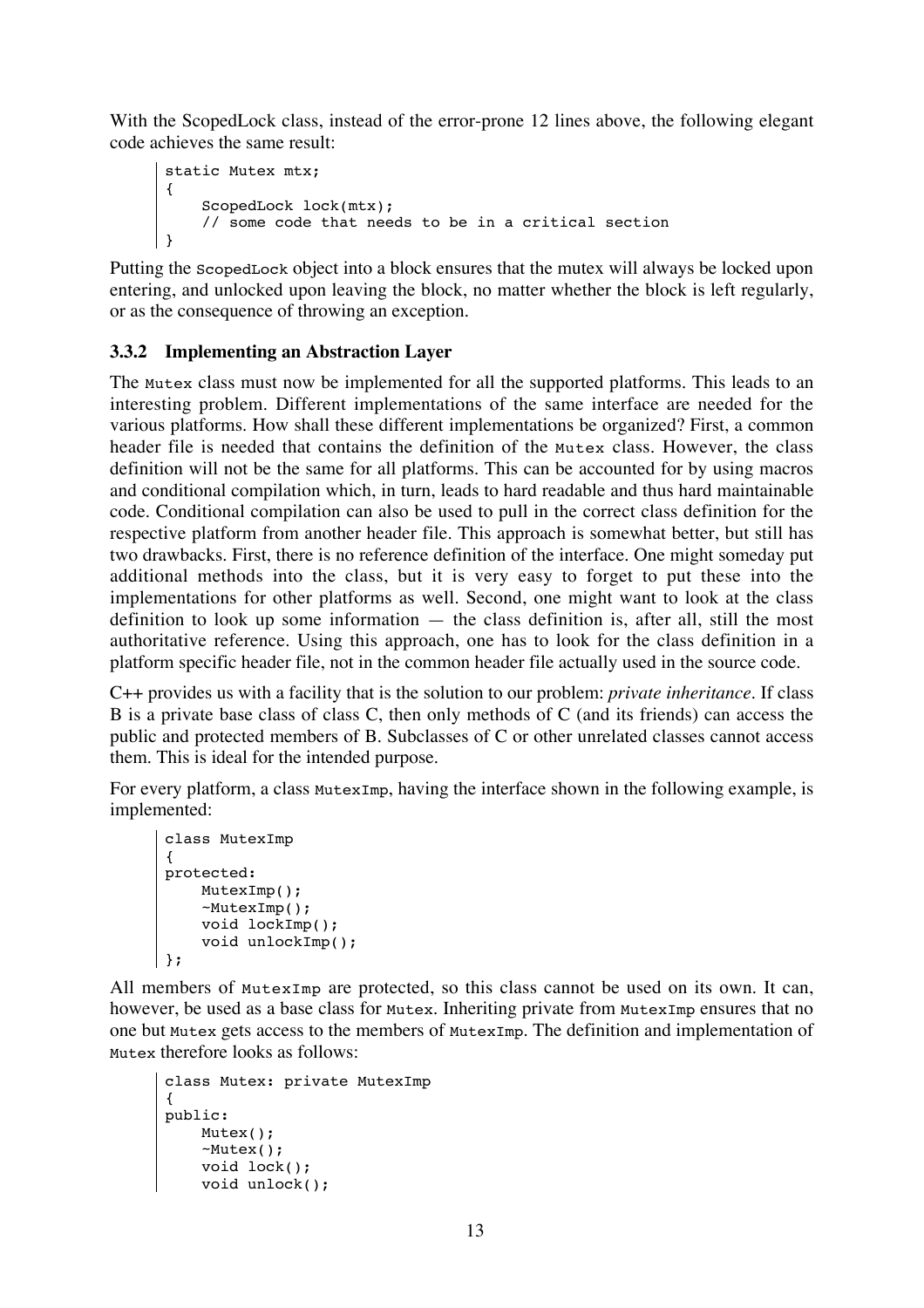With the ScopedLock class, instead of the error-prone 12 lines above, the following elegant code achieves the same result:

```
static Mutex mtx;
{
    ScopedLock lock(mtx);
    // some code that needs to be in a critical section
}
```

Putting the `ScopedLock` object into a block ensures that the mutex will always be locked upon entering, and unlocked upon leaving the block, no matter whether the block is left regularly, or as the consequence of throwing an exception.

### 3.3.2 Implementing an Abstraction Layer

The `Mutex` class must now be implemented for all the supported platforms. This leads to an interesting problem. Different implementations of the same interface are needed for the various platforms. How shall these different implementations be organized? First, a common header file is needed that contains the definition of the `Mutex` class. However, the class definition will not be the same for all platforms. This can be accounted for by using macros and conditional compilation which, in turn, leads to hard readable and thus hard maintainable code. Conditional compilation can also be used to pull in the correct class definition for the respective platform from another header file. This approach is somewhat better, but still has two drawbacks. First, there is no reference definition of the interface. One might someday put additional methods into the class, but it is very easy to forget to put these into the implementations for other platforms as well. Second, one might want to look at the class definition to look up some information — the class definition is, after all, still the most authoritative reference. Using this approach, one has to look for the class definition in a platform specific header file, not in the common header file actually used in the source code.

C++ provides us with a facility that is the solution to our problem: *private inheritance*. If class B is a private base class of class C, then only methods of C (and its friends) can access the public and protected members of B. Subclasses of C or other unrelated classes cannot access them. This is ideal for the intended purpose.

For every platform, a class `MutexImp`, having the interface shown in the following example, is implemented:

```
class MutexImp
{
protected:
    MutexImp();
    ~MutexImp();
    void lockImp();
    void unlockImp();
};
```

All members of `MutexImp` are protected, so this class cannot be used on its own. It can, however, be used as a base class for `Mutex`. Inheriting private from `MutexImp` ensures that no one but `Mutex` gets access to the members of `MutexImp`. The definition and implementation of `Mutex` therefore looks as follows:

```
class Mutex: private MutexImp
{
public:
    Mutex();
    ~Mutex();
    void lock();
    void unlock();
```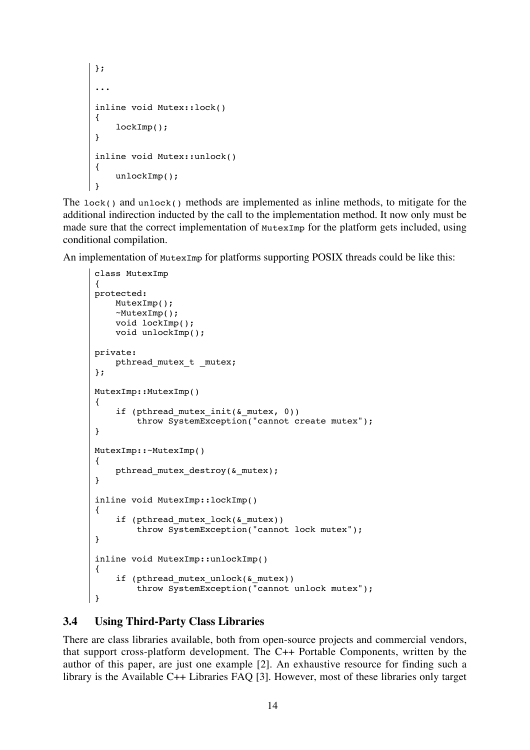```
};

...

inline void Mutex::lock()
{
    lockImp();
}

inline void Mutex::unlock()
{
    unlockImp();
}
```

The `lock()` and `unlock()` methods are implemented as inline methods, to mitigate for the additional indirection inducted by the call to the implementation method. It now only must be made sure that the correct implementation of `MutexImp` for the platform gets included, using conditional compilation.

An implementation of `MutexImp` for platforms supporting POSIX threads could be like this:

```
class MutexImp
{
protected:
    MutexImp();
    ~MutexImp();
    void lockImp();
    void unlockImp();

private:
    pthread_mutex_t _mutex;
};

MutexImp::MutexImp()
{
    if (pthread_mutex_init(&_mutex, 0))
        throw SystemException("cannot create mutex");
}

MutexImp::~MutexImp()
{
    pthread_mutex_destroy(&_mutex);
}

inline void MutexImp::lockImp()
{
    if (pthread_mutex_lock(&_mutex))
        throw SystemException("cannot lock mutex");
}

inline void MutexImp::unlockImp()
{
    if (pthread_mutex_unlock(&_mutex))
        throw SystemException("cannot unlock mutex");
}
```

### 3.4 Using Third-Party Class Libraries

There are class libraries available, both from open-source projects and commercial vendors, that support cross-platform development. The C++ Portable Components, written by the author of this paper, are just one example [2]. An exhaustive resource for finding such a library is the Available C++ Libraries FAQ [3]. However, most of these libraries only target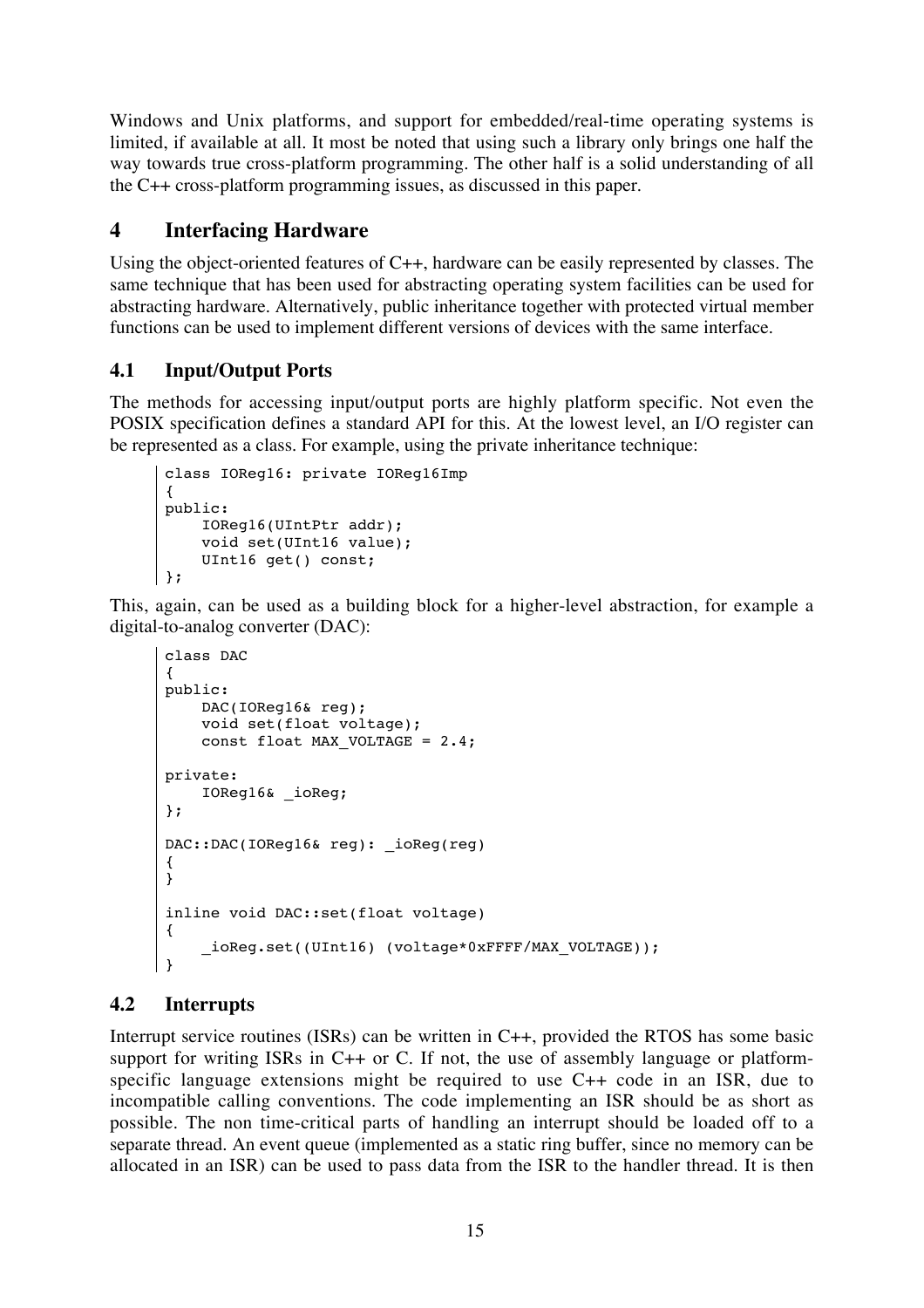Windows and Unix platforms, and support for embedded/real-time operating systems is limited, if available at all. It most be noted that using such a library only brings one half the way towards true cross-platform programming. The other half is a solid understanding of all the C++ cross-platform programming issues, as discussed in this paper.

# 4 Interfacing Hardware

Using the object-oriented features of C++, hardware can be easily represented by classes. The same technique that has been used for abstracting operating system facilities can be used for abstracting hardware. Alternatively, public inheritance together with protected virtual member functions can be used to implement different versions of devices with the same interface.

## 4.1 Input/Output Ports

The methods for accessing input/output ports are highly platform specific. Not even the POSIX specification defines a standard API for this. At the lowest level, an I/O register can be represented as a class. For example, using the private inheritance technique:

```
class IOReg16: private IOReg16Imp
{
public:
    IOReg16(UIntPtr addr);
    void set(UInt16 value);
    UInt16 get() const;
};
```

This, again, can be used as a building block for a higher-level abstraction, for example a digital-to-analog converter (DAC):

```
class DAC
{
public:
    DAC(IOReg16& reg);
    void set(float voltage);
    const float MAX_VOLTAGE = 2.4;

private:
    IOReg16& _ioReg;
};

DAC::DAC(IOReg16& reg): _ioReg(reg)
{
}

inline void DAC::set(float voltage)
{
    _ioReg.set((UInt16) (voltage*0xFFFF/MAX_VOLTAGE));
}
```

## 4.2 Interrupts

Interrupt service routines (ISRs) can be written in C++, provided the RTOS has some basic support for writing ISRs in C++ or C. If not, the use of assembly language or platform-specific language extensions might be required to use C++ code in an ISR, due to incompatible calling conventions. The code implementing an ISR should be as short as possible. The non time-critical parts of handling an interrupt should be loaded off to a separate thread. An event queue (implemented as a static ring buffer, since no memory can be allocated in an ISR) can be used to pass data from the ISR to the handler thread. It is then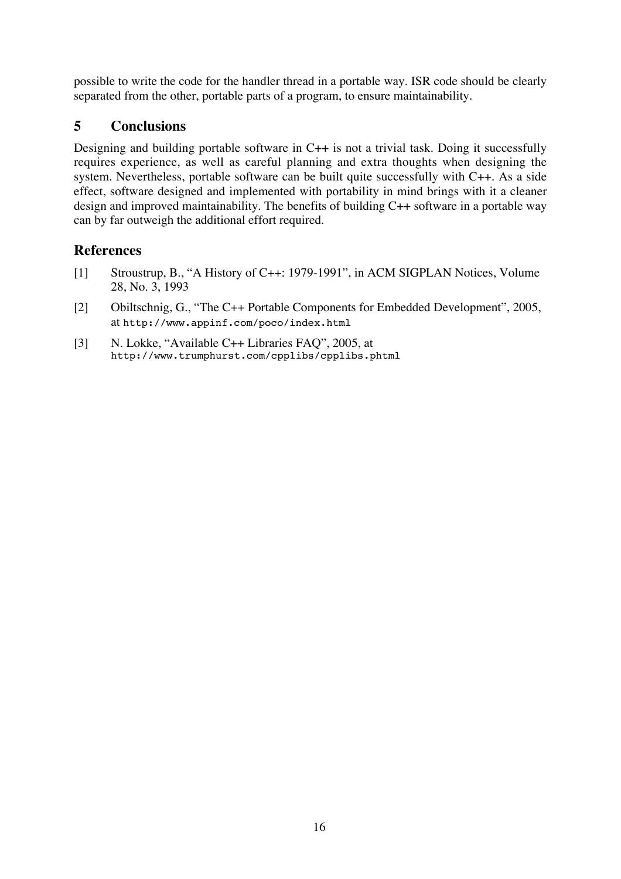possible to write the code for the handler thread in a portable way. ISR code should be clearly separated from the other, portable parts of a program, to ensure maintainability.

## 5 Conclusions

Designing and building portable software in C++ is not a trivial task. Doing it successfully requires experience, as well as careful planning and extra thoughts when designing the system. Nevertheless, portable software can be built quite successfully with C++. As a side effect, software designed and implemented with portability in mind brings with it a cleaner design and improved maintainability. The benefits of building C++ software in a portable way can by far outweigh the additional effort required.

## References

[1] Stroustrup, B., "A History of C++: 1979-1991", in ACM SIGPLAN Notices, Volume 28, No. 3, 1993

[2] Obiltschnig, G., "The C++ Portable Components for Embedded Development", 2005, at `http://www.appinf.com/poco/index.html`

[3] N. Lokke, "Available C++ Libraries FAQ", 2005, at `http://www.trumphurst.com/cpplibs/cpplibs.phtml`